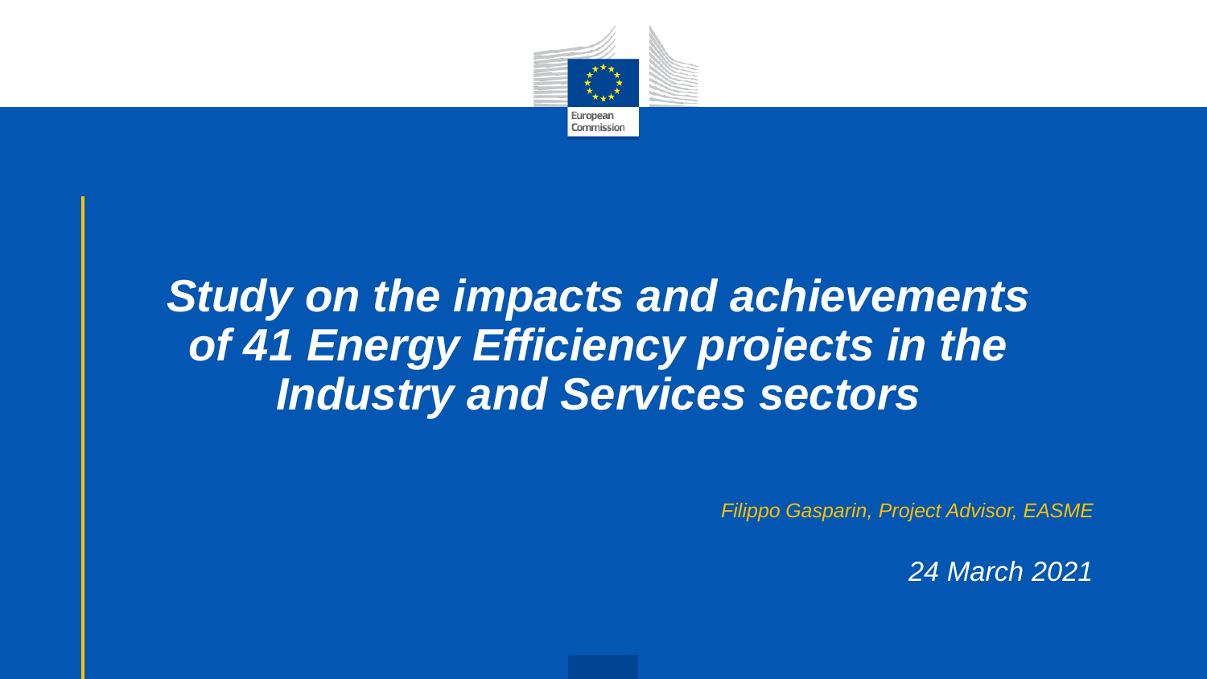European Commission

# *Study on the impacts and achievements of 41 Energy Efficiency projects in the Industry and Services sectors*

*Filippo Gasparin, Project Advisor, EASME*

*24 March 2021*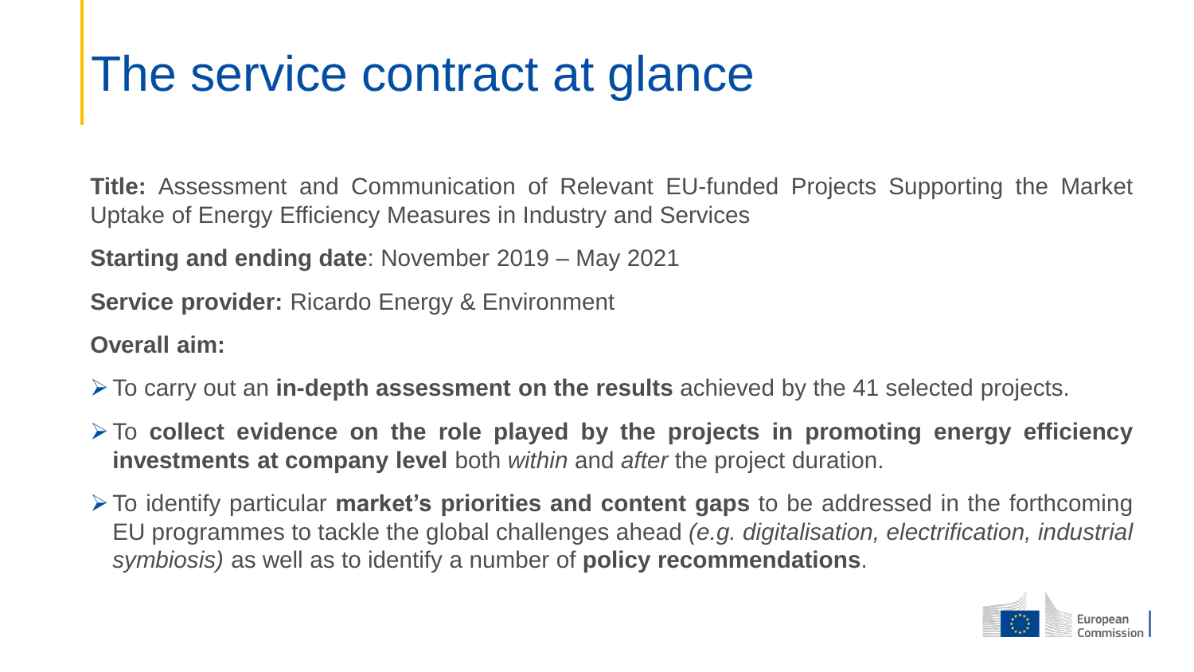# The service contract at glance

**Title:** Assessment and Communication of Relevant EU-funded Projects Supporting the Market Uptake of Energy Efficiency Measures in Industry and Services

**Starting and ending date**: November 2019 – May 2021

**Service provider:** Ricardo Energy & Environment

**Overall aim:**

- To carry out an **in-depth assessment on the results** achieved by the 41 selected projects.
- To **collect evidence on the role played by the projects in promoting energy efficiency investments at company level** both *within* and *after* the project duration.
- To identify particular **market's priorities and content gaps** to be addressed in the forthcoming EU programmes to tackle the global challenges ahead *(e.g. digitalisation, electrification, industrial symbiosis)* as well as to identify a number of **policy recommendations**.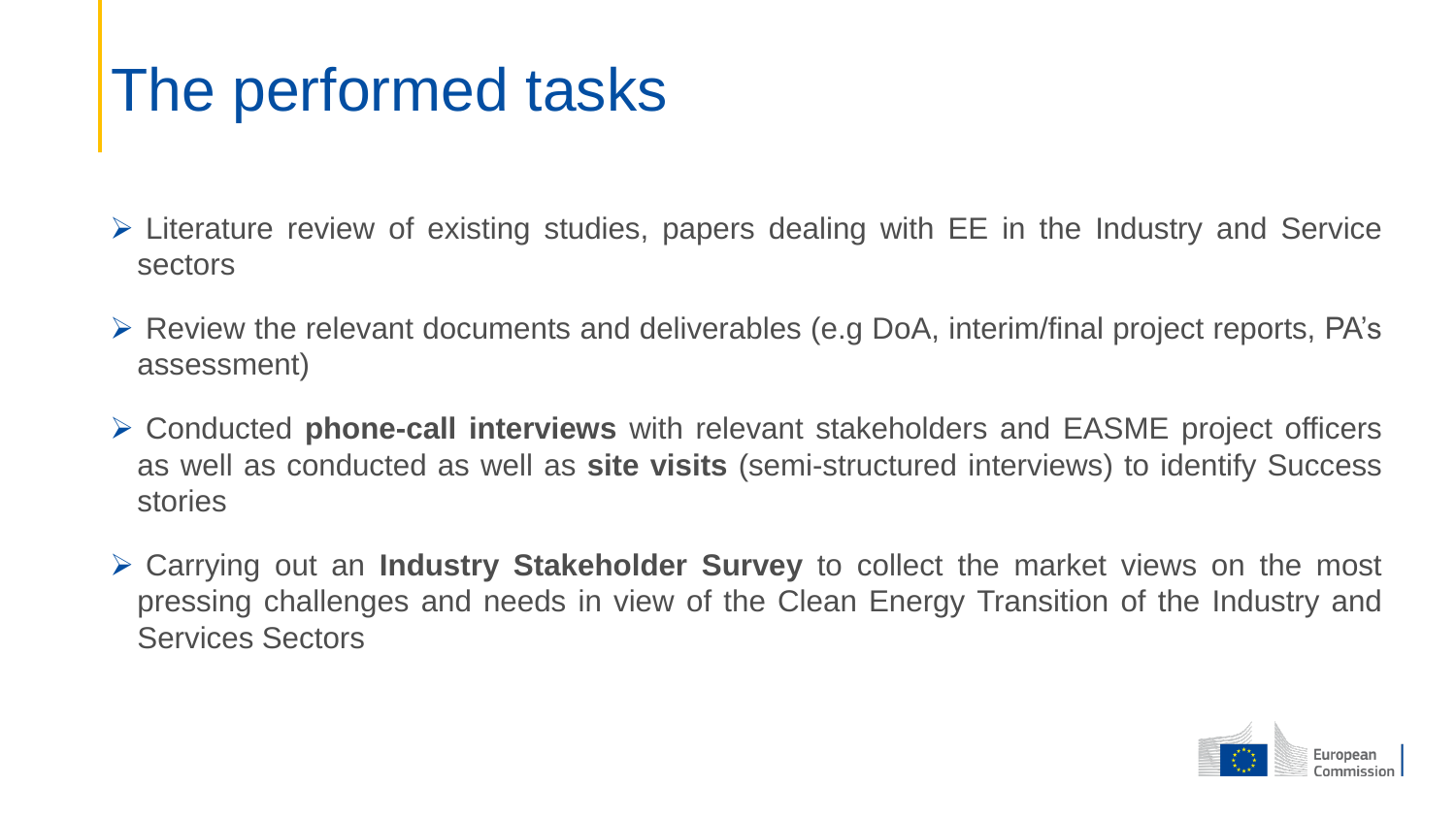# The performed tasks

- Literature review of existing studies, papers dealing with EE in the Industry and Service sectors
- Review the relevant documents and deliverables (e.g DoA, interim/final project reports, PA's assessment)
- Conducted **phone-call interviews** with relevant stakeholders and EASME project officers as well as conducted as well as **site visits** (semi-structured interviews) to identify Success stories
- Carrying out an **Industry Stakeholder Survey** to collect the market views on the most pressing challenges and needs in view of the Clean Energy Transition of the Industry and Services Sectors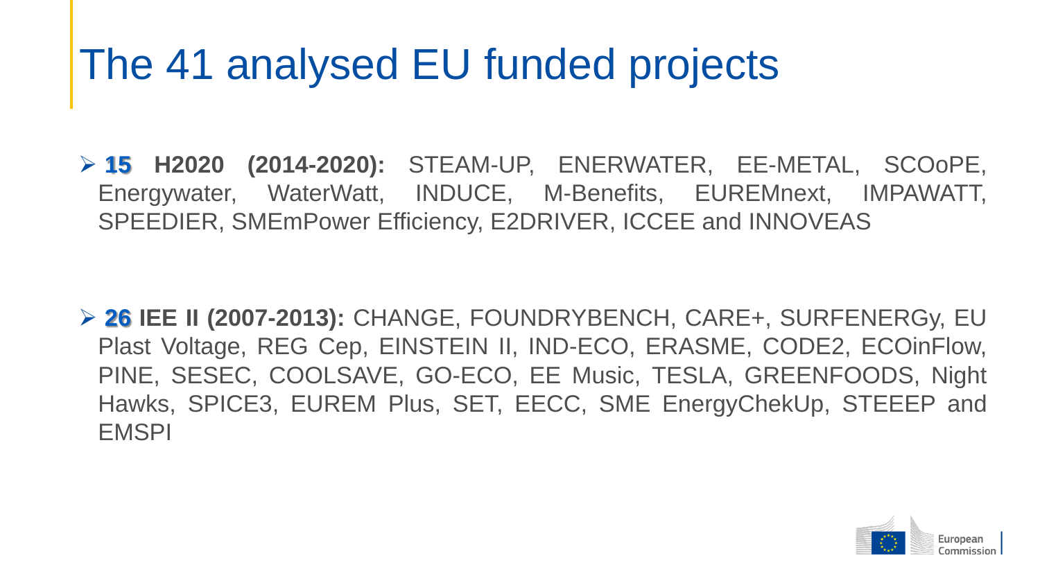# The 41 analysed EU funded projects

- **15 H2020 (2014-2020):** STEAM-UP, ENERWATER, EE-METAL, SCOoPE, Energywater, WaterWatt, INDUCE, M-Benefits, EUREMnext, IMPAWATT, SPEEDIER, SMEmPower Efficiency, E2DRIVER, ICCEE and INNOVEAS

- **26 IEE II (2007-2013):** CHANGE, FOUNDRYBENCH, CARE+, SURFENERGy, EU Plast Voltage, REG Cep, EINSTEIN II, IND-ECO, ERASME, CODE2, ECOinFlow, PINE, SESEC, COOLSAVE, GO-ECO, EE Music, TESLA, GREENFOODS, Night Hawks, SPICE3, EUREM Plus, SET, EECC, SME EnergyChekUp, STEEEP and EMSPI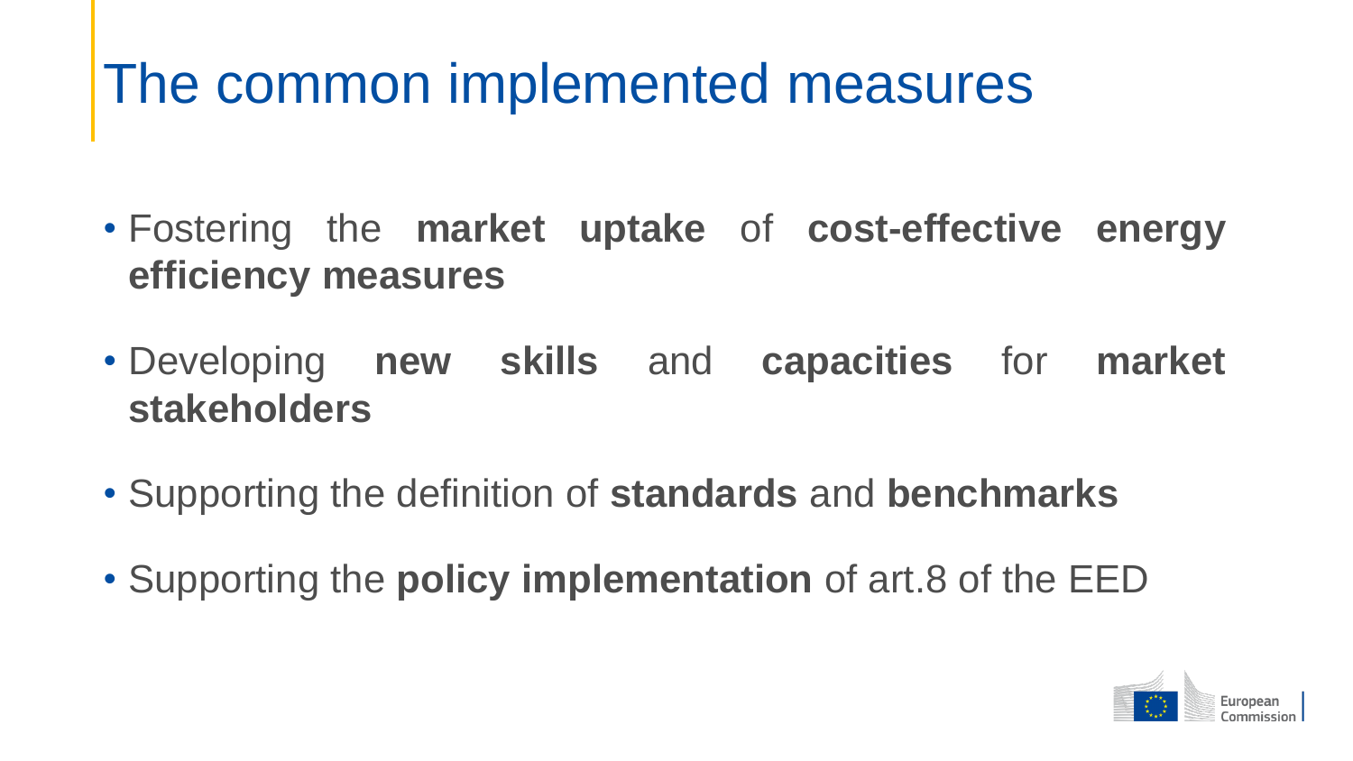# The common implemented measures

- Fostering the **market uptake** of **cost-effective energy efficiency measures**
- Developing **new skills** and **capacities** for **market stakeholders**
- Supporting the definition of **standards** and **benchmarks**
- Supporting the **policy implementation** of art.8 of the EED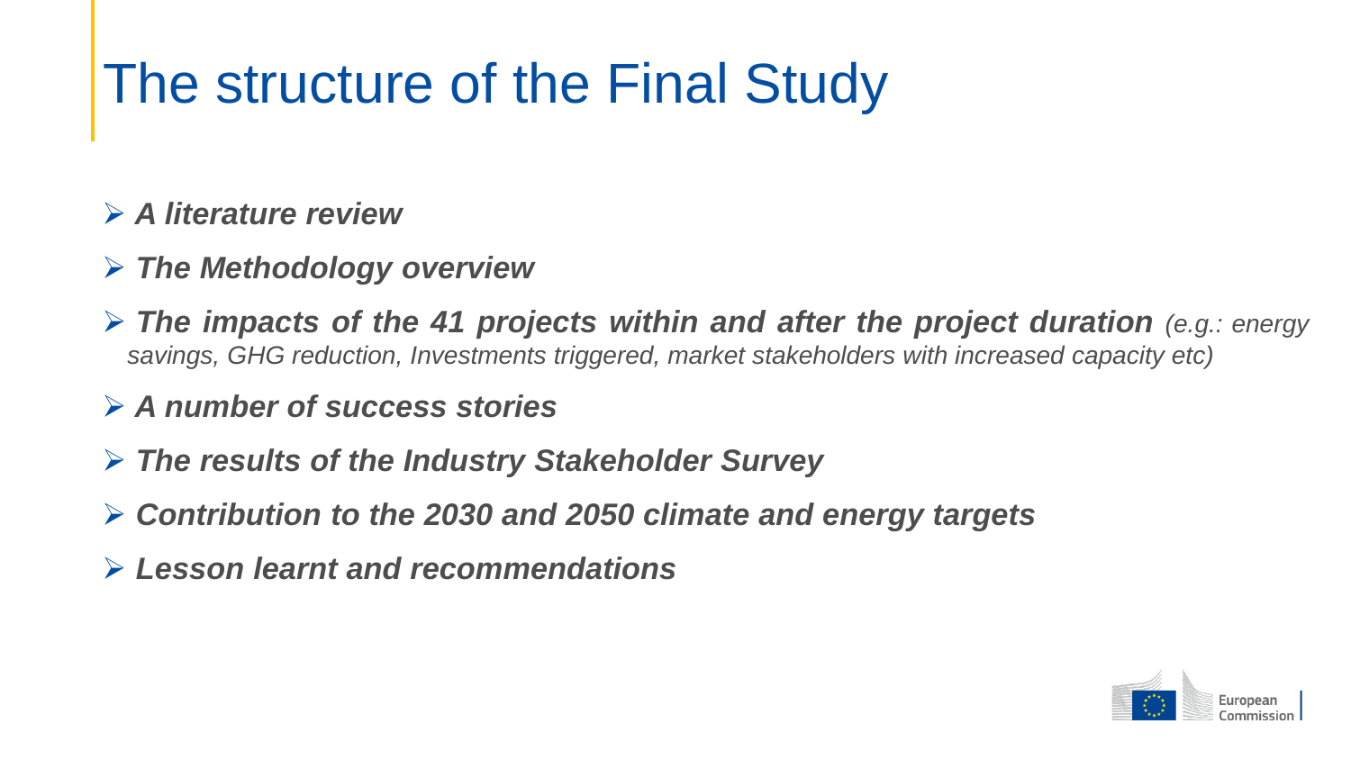# The structure of the Final Study

- ***A literature review***
- ***The Methodology overview***
- ***The impacts of the 41 projects within and after the project duration*** *(e.g.: energy savings, GHG reduction, Investments triggered, market stakeholders with increased capacity etc)*
- ***A number of success stories***
- ***The results of the Industry Stakeholder Survey***
- ***Contribution to the 2030 and 2050 climate and energy targets***
- ***Lesson learnt and recommendations***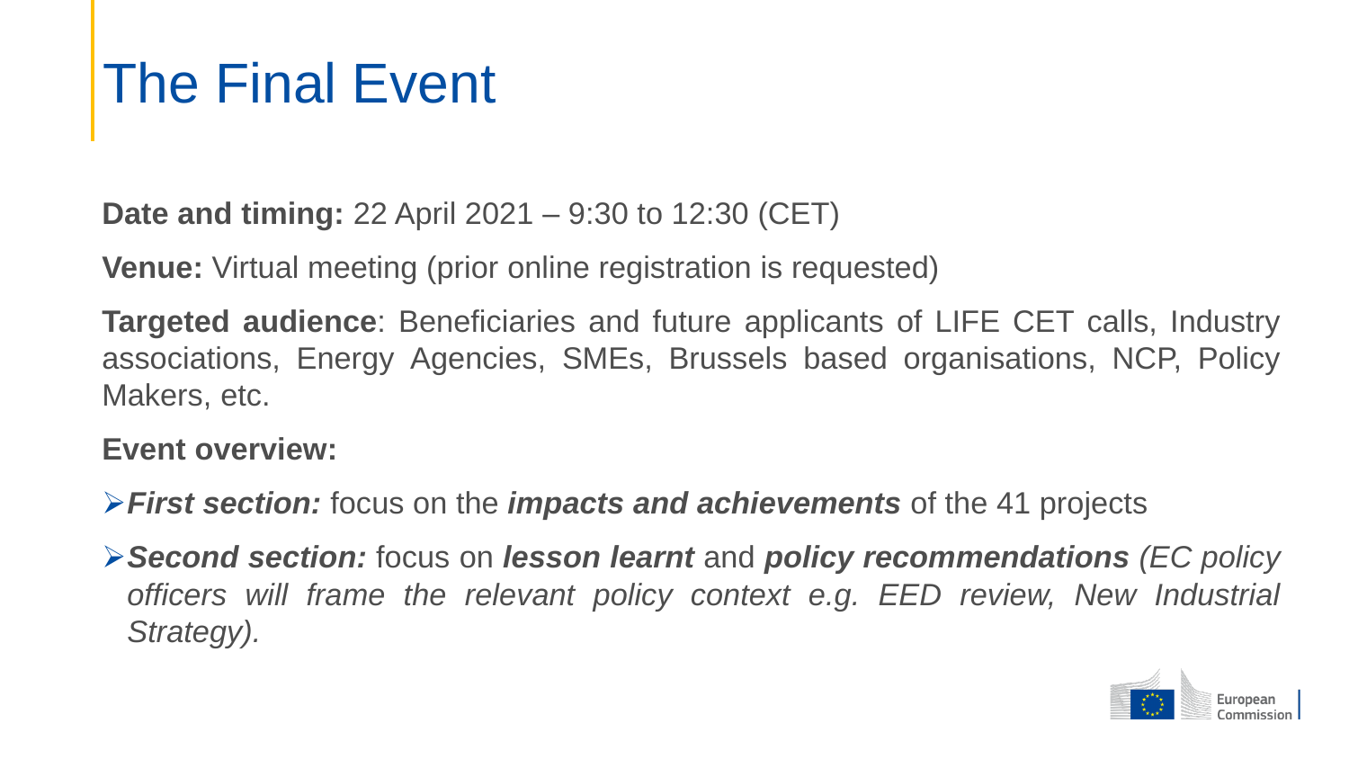# The Final Event

**Date and timing:** 22 April 2021 – 9:30 to 12:30 (CET)

**Venue:** Virtual meeting (prior online registration is requested)

**Targeted audience**: Beneficiaries and future applicants of LIFE CET calls, Industry associations, Energy Agencies, SMEs, Brussels based organisations, NCP, Policy Makers, etc.

**Event overview:**

- ***First section:*** focus on the ***impacts and achievements*** of the 41 projects
- ***Second section:*** focus on ***lesson learnt*** and ***policy recommendations*** *(EC policy officers will frame the relevant policy context e.g. EED review, New Industrial Strategy).*